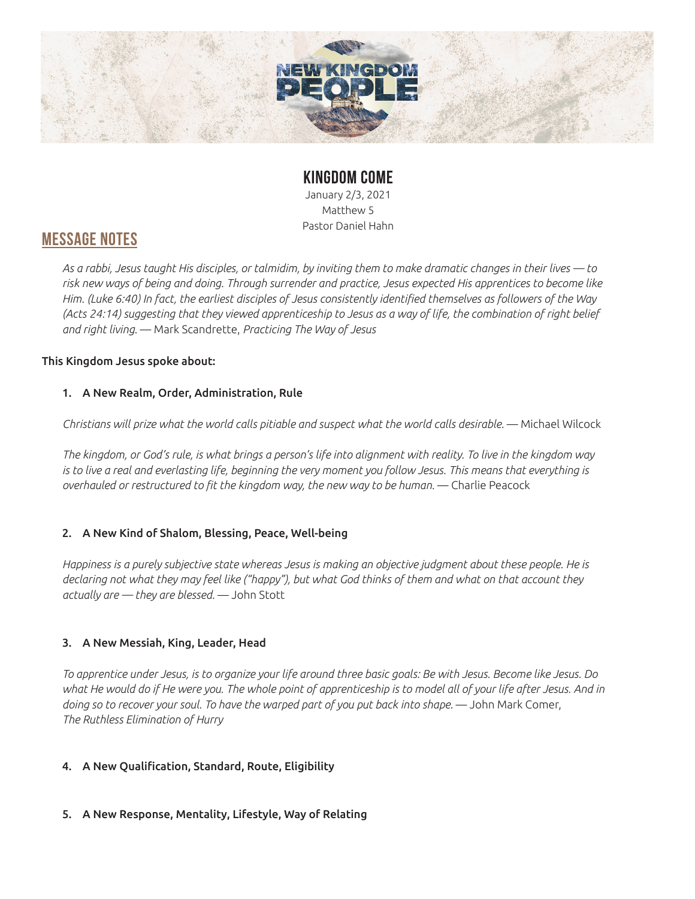NEW KINGDOM PEOPLE

# KINGDOM COME

January 2/3, 2021
Matthew 5
Pastor Daniel Hahn

## MESSAGE NOTES

*As a rabbi, Jesus taught His disciples, or talmidim, by inviting them to make dramatic changes in their lives — to risk new ways of being and doing. Through surrender and practice, Jesus expected His apprentices to become like Him. (Luke 6:40) In fact, the earliest disciples of Jesus consistently identified themselves as followers of the Way (Acts 24:14) suggesting that they viewed apprenticeship to Jesus as a way of life, the combination of right belief and right living.* — Mark Scandrette, *Practicing The Way of Jesus*

This Kingdom Jesus spoke about:

1. A New Realm, Order, Administration, Rule

   *Christians will prize what the world calls pitiable and suspect what the world calls desirable.* — Michael Wilcock

   *The kingdom, or God's rule, is what brings a person's life into alignment with reality. To live in the kingdom way is to live a real and everlasting life, beginning the very moment you follow Jesus. This means that everything is overhauled or restructured to fit the kingdom way, the new way to be human.* — Charlie Peacock

2. A New Kind of Shalom, Blessing, Peace, Well-being

   *Happiness is a purely subjective state whereas Jesus is making an objective judgment about these people. He is declaring not what they may feel like ("happy"), but what God thinks of them and what on that account they actually are — they are blessed.* — John Stott

3. A New Messiah, King, Leader, Head

   *To apprentice under Jesus, is to organize your life around three basic goals: Be with Jesus. Become like Jesus. Do what He would do if He were you. The whole point of apprenticeship is to model all of your life after Jesus. And in doing so to recover your soul. To have the warped part of you put back into shape.* — John Mark Comer, *The Ruthless Elimination of Hurry*

4. A New Qualification, Standard, Route, Eligibility

5. A New Response, Mentality, Lifestyle, Way of Relating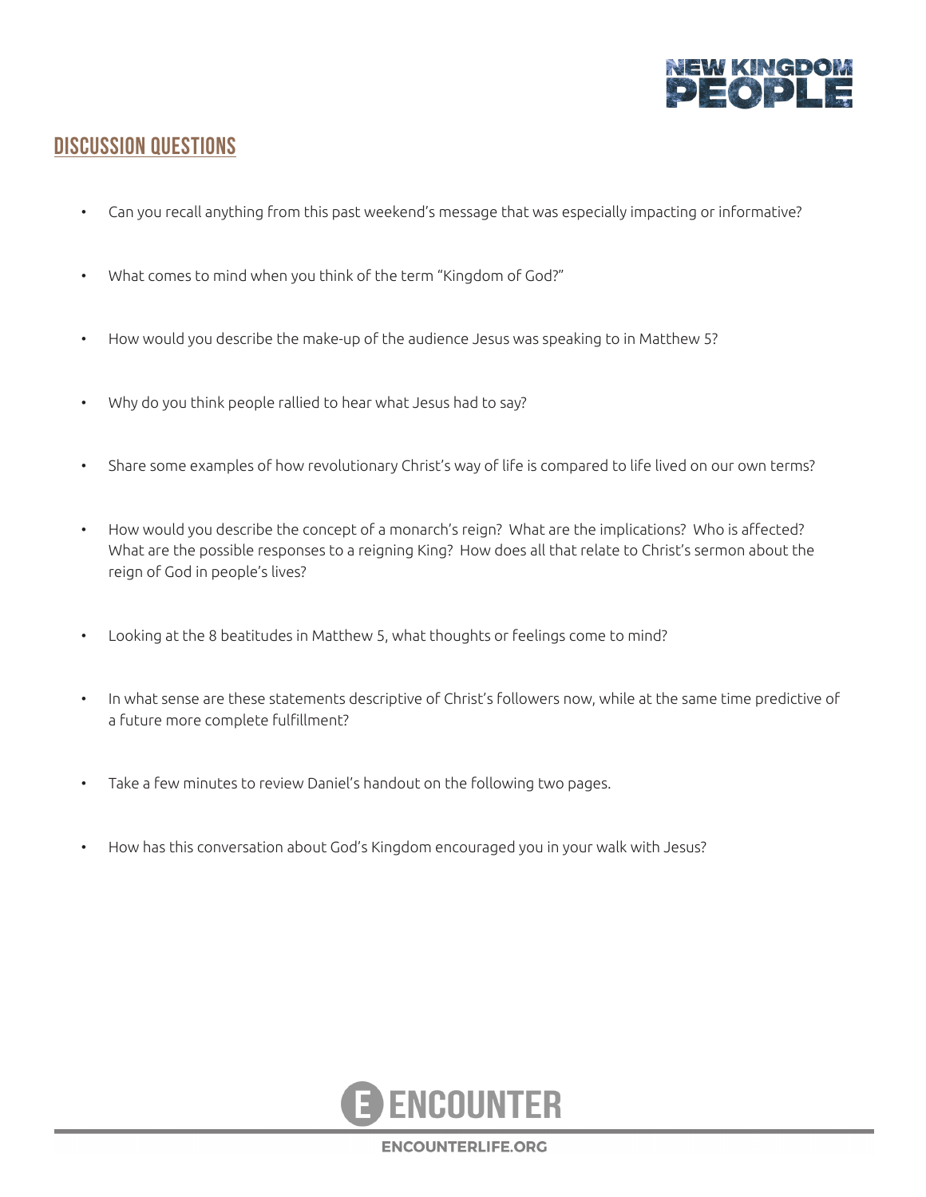## DISCUSSION QUESTIONS

- Can you recall anything from this past weekend's message that was especially impacting or informative?
- What comes to mind when you think of the term "Kingdom of God?"
- How would you describe the make-up of the audience Jesus was speaking to in Matthew 5?
- Why do you think people rallied to hear what Jesus had to say?
- Share some examples of how revolutionary Christ's way of life is compared to life lived on our own terms?
- How would you describe the concept of a monarch's reign? What are the implications? Who is affected? What are the possible responses to a reigning King? How does all that relate to Christ's sermon about the reign of God in people's lives?
- Looking at the 8 beatitudes in Matthew 5, what thoughts or feelings come to mind?
- In what sense are these statements descriptive of Christ's followers now, while at the same time predictive of a future more complete fulfillment?
- Take a few minutes to review Daniel's handout on the following two pages.
- How has this conversation about God's Kingdom encouraged you in your walk with Jesus?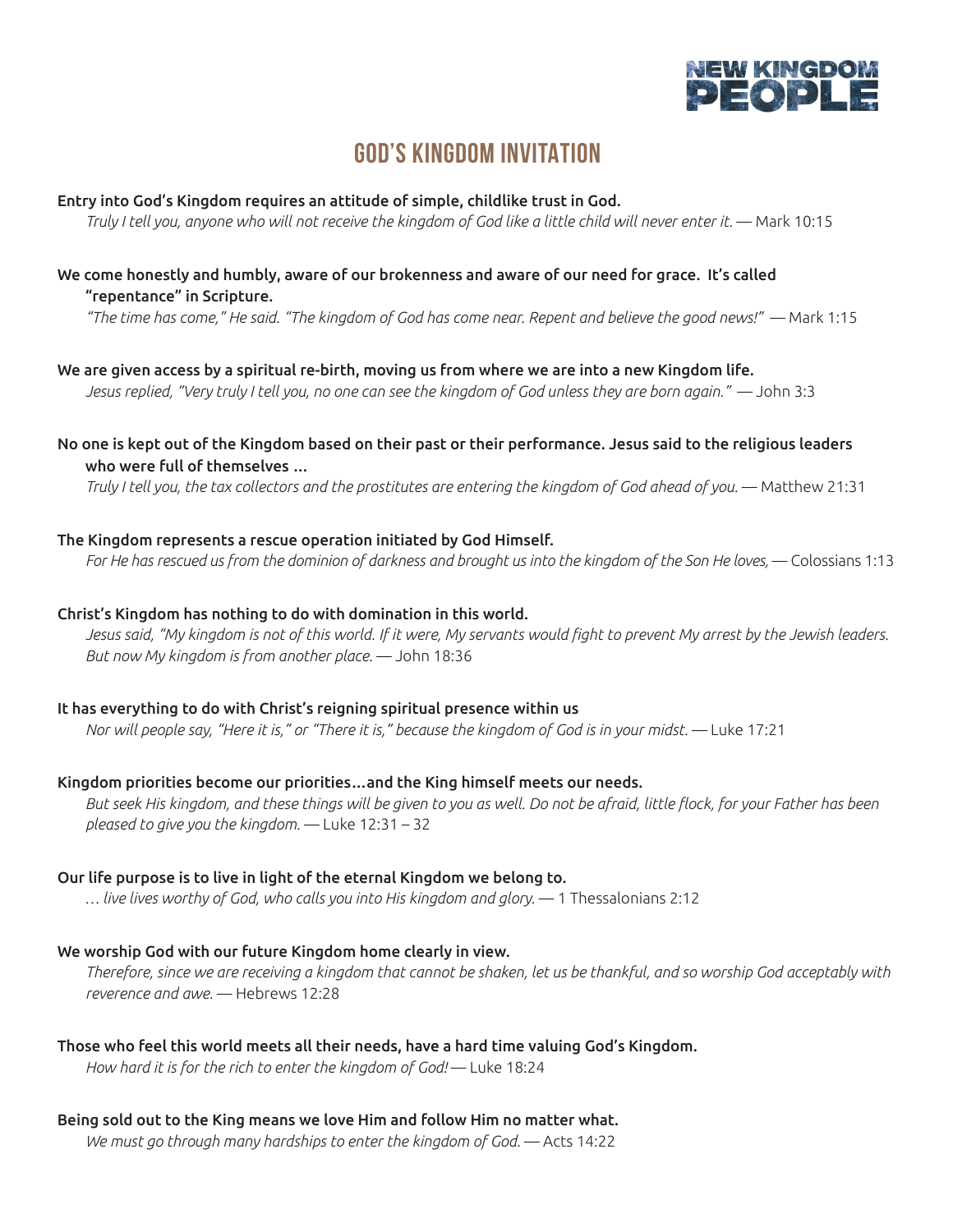NEW KINGDOM PEOPLE

# GOD'S KINGDOM INVITATION

**Entry into God's Kingdom requires an attitude of simple, childlike trust in God.**

*Truly I tell you, anyone who will not receive the kingdom of God like a little child will never enter it.* — Mark 10:15

**We come honestly and humbly, aware of our brokenness and aware of our need for grace. It's called "repentance" in Scripture.**

*"The time has come," He said. "The kingdom of God has come near. Repent and believe the good news!"* — Mark 1:15

**We are given access by a spiritual re-birth, moving us from where we are into a new Kingdom life.**

*Jesus replied, "Very truly I tell you, no one can see the kingdom of God unless they are born again."* — John 3:3

**No one is kept out of the Kingdom based on their past or their performance. Jesus said to the religious leaders who were full of themselves …**

*Truly I tell you, the tax collectors and the prostitutes are entering the kingdom of God ahead of you.* — Matthew 21:31

**The Kingdom represents a rescue operation initiated by God Himself.**

*For He has rescued us from the dominion of darkness and brought us into the kingdom of the Son He loves,* — Colossians 1:13

**Christ's Kingdom has nothing to do with domination in this world.**

*Jesus said, "My kingdom is not of this world. If it were, My servants would fight to prevent My arrest by the Jewish leaders. But now My kingdom is from another place.* — John 18:36

**It has everything to do with Christ's reigning spiritual presence within us**

*Nor will people say, "Here it is," or "There it is," because the kingdom of God is in your midst.* — Luke 17:21

**Kingdom priorities become our priorities…and the King himself meets our needs.**

*But seek His kingdom, and these things will be given to you as well. Do not be afraid, little flock, for your Father has been pleased to give you the kingdom.* — Luke 12:31 – 32

**Our life purpose is to live in light of the eternal Kingdom we belong to.**

*… live lives worthy of God, who calls you into His kingdom and glory.* — 1 Thessalonians 2:12

**We worship God with our future Kingdom home clearly in view.**

*Therefore, since we are receiving a kingdom that cannot be shaken, let us be thankful, and so worship God acceptably with reverence and awe.* — Hebrews 12:28

**Those who feel this world meets all their needs, have a hard time valuing God's Kingdom.**

*How hard it is for the rich to enter the kingdom of God!* — Luke 18:24

**Being sold out to the King means we love Him and follow Him no matter what.**

*We must go through many hardships to enter the kingdom of God.* — Acts 14:22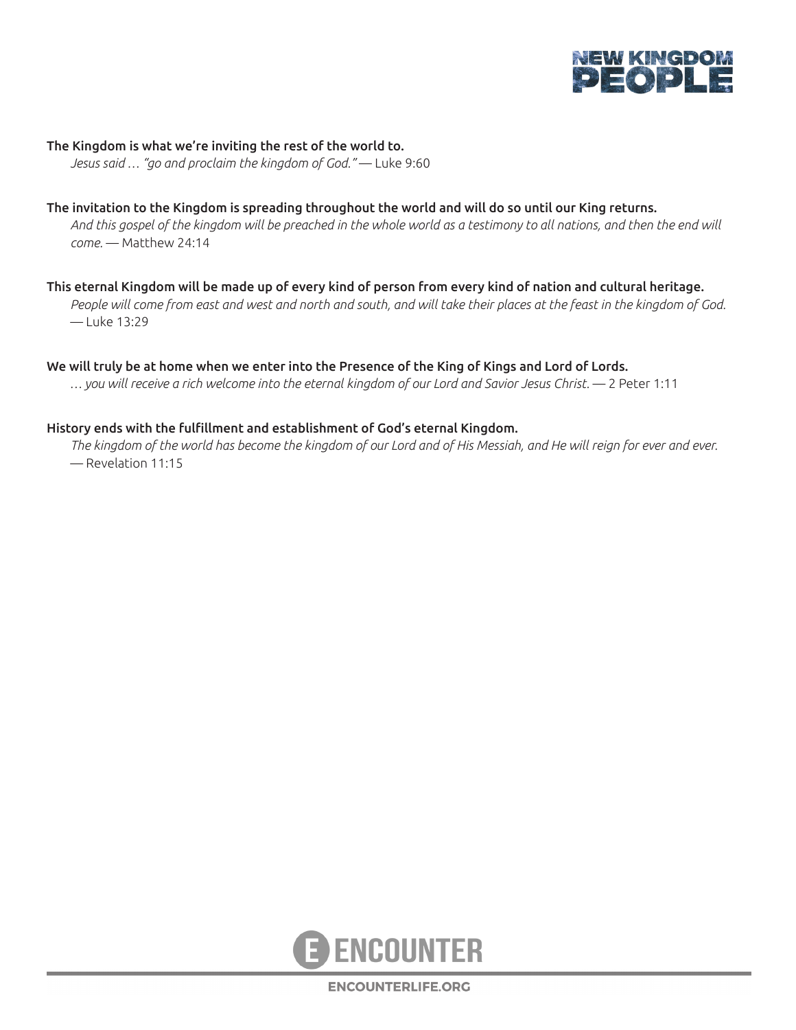**The Kingdom is what we're inviting the rest of the world to.**

*Jesus said … "go and proclaim the kingdom of God."* — Luke 9:60

**The invitation to the Kingdom is spreading throughout the world and will do so until our King returns.**

*And this gospel of the kingdom will be preached in the whole world as a testimony to all nations, and then the end will come.* — Matthew 24:14

**This eternal Kingdom will be made up of every kind of person from every kind of nation and cultural heritage.**

*People will come from east and west and north and south, and will take their places at the feast in the kingdom of God.* — Luke 13:29

**We will truly be at home when we enter into the Presence of the King of Kings and Lord of Lords.**

*… you will receive a rich welcome into the eternal kingdom of our Lord and Savior Jesus Christ.* — 2 Peter 1:11

**History ends with the fulfillment and establishment of God's eternal Kingdom.**

*The kingdom of the world has become the kingdom of our Lord and of His Messiah, and He will reign for ever and ever.* — Revelation 11:15